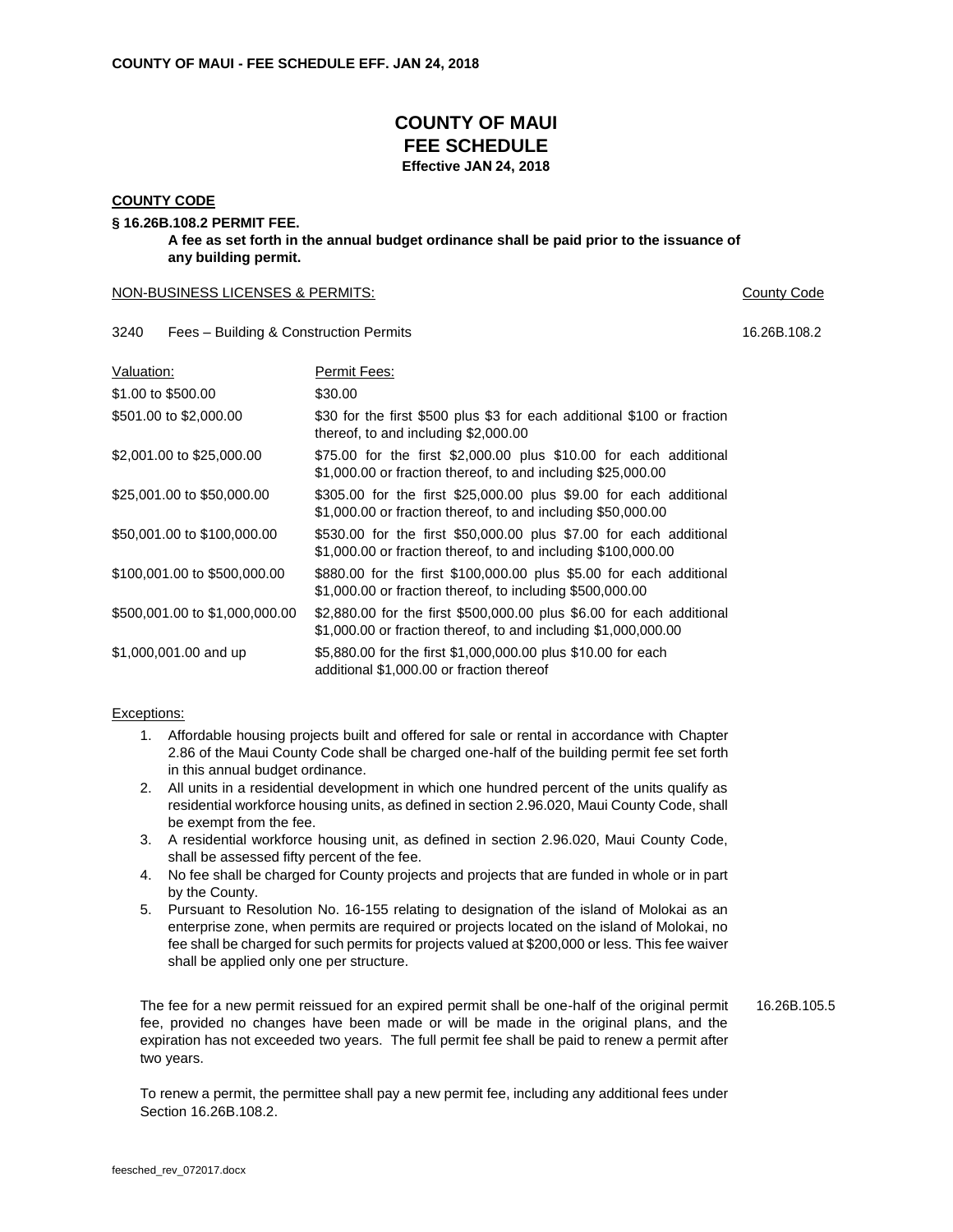# COUNTY OF MAUI
## FEE SCHEDULE
**Effective JAN 24, 2018**

**COUNTY CODE**

**§ 16.26B.108.2 PERMIT FEE.**

**A fee as set forth in the annual budget ordinance shall be paid prior to the issuance of any building permit.**

NON-BUSINESS LICENSES & PERMITS: County Code

3240 Fees – Building & Construction Permits 16.26B.108.2

| Valuation: | Permit Fees: |
|---|---|
| $1.00 to $500.00 | $30.00 |
| $501.00 to $2,000.00 | $30 for the first $500 plus $3 for each additional $100 or fraction thereof, to and including $2,000.00 |
| $2,001.00 to $25,000.00 | $75.00 for the first $2,000.00 plus $10.00 for each additional $1,000.00 or fraction thereof, to and including $25,000.00 |
| $25,001.00 to $50,000.00 | $305.00 for the first $25,000.00 plus $9.00 for each additional $1,000.00 or fraction thereof, to and including $50,000.00 |
| $50,001.00 to $100,000.00 | $530.00 for the first $50,000.00 plus $7.00 for each additional $1,000.00 or fraction thereof, to and including $100,000.00 |
| $100,001.00 to $500,000.00 | $880.00 for the first $100,000.00 plus $5.00 for each additional $1,000.00 or fraction thereof, to including $500,000.00 |
| $500,001.00 to $1,000,000.00 | $2,880.00 for the first $500,000.00 plus $6.00 for each additional $1,000.00 or fraction thereof, to and including $1,000,000.00 |
| $1,000,001.00 and up | $5,880.00 for the first $1,000,000.00 plus $10.00 for each additional $1,000.00 or fraction thereof |

Exceptions:

1. Affordable housing projects built and offered for sale or rental in accordance with Chapter 2.86 of the Maui County Code shall be charged one-half of the building permit fee set forth in this annual budget ordinance.
2. All units in a residential development in which one hundred percent of the units qualify as residential workforce housing units, as defined in section 2.96.020, Maui County Code, shall be exempt from the fee.
3. A residential workforce housing unit, as defined in section 2.96.020, Maui County Code, shall be assessed fifty percent of the fee.
4. No fee shall be charged for County projects and projects that are funded in whole or in part by the County.
5. Pursuant to Resolution No. 16-155 relating to designation of the island of Molokai as an enterprise zone, when permits are required or projects located on the island of Molokai, no fee shall be charged for such permits for projects valued at $200,000 or less. This fee waiver shall be applied only one per structure.

The fee for a new permit reissued for an expired permit shall be one-half of the original permit fee, provided no changes have been made or will be made in the original plans, and the expiration has not exceeded two years. The full permit fee shall be paid to renew a permit after two years. 16.26B.105.5

To renew a permit, the permittee shall pay a new permit fee, including any additional fees under Section 16.26B.108.2.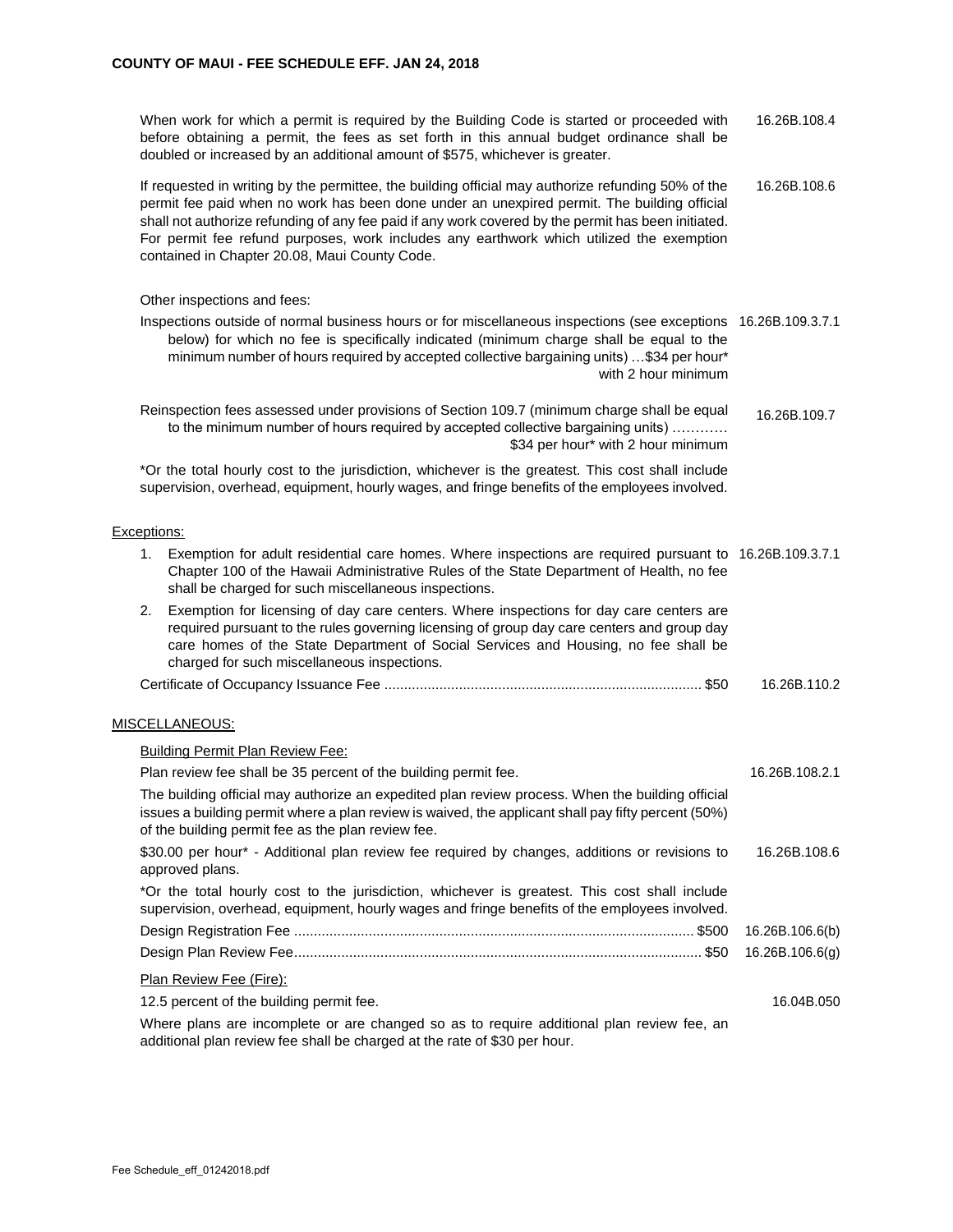When work for which a permit is required by the Building Code is started or proceeded with before obtaining a permit, the fees as set forth in this annual budget ordinance shall be doubled or increased by an additional amount of $575, whichever is greater. 16.26B.108.4

If requested in writing by the permittee, the building official may authorize refunding 50% of the permit fee paid when no work has been done under an unexpired permit. The building official shall not authorize refunding of any fee paid if any work covered by the permit has been initiated. For permit fee refund purposes, work includes any earthwork which utilized the exemption contained in Chapter 20.08, Maui County Code. 16.26B.108.6

Other inspections and fees:

Inspections outside of normal business hours or for miscellaneous inspections (see exceptions below) for which no fee is specifically indicated (minimum charge shall be equal to the minimum number of hours required by accepted collective bargaining units) …$34 per hour* with 2 hour minimum 16.26B.109.3.7.1

Reinspection fees assessed under provisions of Section 109.7 (minimum charge shall be equal to the minimum number of hours required by accepted collective bargaining units) ………… $34 per hour* with 2 hour minimum 16.26B.109.7

*Or the total hourly cost to the jurisdiction, whichever is the greatest. This cost shall include supervision, overhead, equipment, hourly wages, and fringe benefits of the employees involved.

Exceptions:

1. Exemption for adult residential care homes. Where inspections are required pursuant to Chapter 100 of the Hawaii Administrative Rules of the State Department of Health, no fee shall be charged for such miscellaneous inspections. 16.26B.109.3.7.1
2. Exemption for licensing of day care centers. Where inspections for day care centers are required pursuant to the rules governing licensing of group day care centers and group day care homes of the State Department of Social Services and Housing, no fee shall be charged for such miscellaneous inspections.

Certificate of Occupancy Issuance Fee ................................................................................. $50 16.26B.110.2

MISCELLANEOUS:

Building Permit Plan Review Fee:

Plan review fee shall be 35 percent of the building permit fee. 16.26B.108.2.1

The building official may authorize an expedited plan review process. When the building official issues a building permit where a plan review is waived, the applicant shall pay fifty percent (50%) of the building permit fee as the plan review fee.

$30.00 per hour* - Additional plan review fee required by changes, additions or revisions to approved plans. 16.26B.108.6

*Or the total hourly cost to the jurisdiction, whichever is greatest. This cost shall include supervision, overhead, equipment, hourly wages and fringe benefits of the employees involved.

Design Registration Fee ..................................................................................................... $500 16.26B.106.6(b)

Design Plan Review Fee....................................................................................................... $50 16.26B.106.6(g)

Plan Review Fee (Fire):

12.5 percent of the building permit fee. 16.04B.050

Where plans are incomplete or are changed so as to require additional plan review fee, an additional plan review fee shall be charged at the rate of $30 per hour.